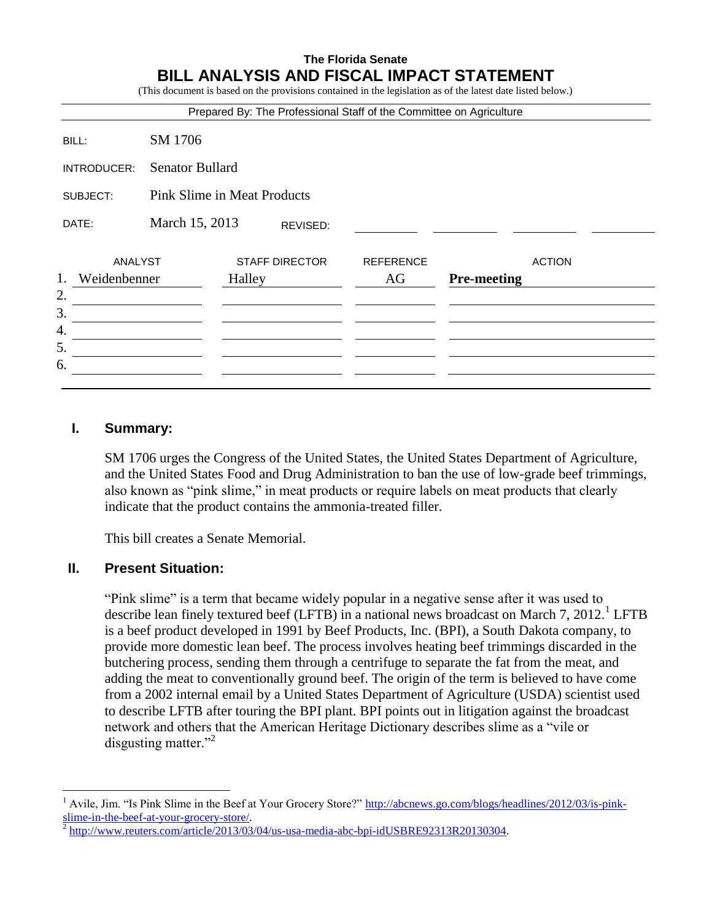**The Florida Senate**

# BILL ANALYSIS AND FISCAL IMPACT STATEMENT

(This document is based on the provisions contained in the legislation as of the latest date listed below.)

Prepared By: The Professional Staff of the Committee on Agriculture

| | |
|---|---|
| BILL: | SM 1706 |
| INTRODUCER: | Senator Bullard |
| SUBJECT: | Pink Slime in Meat Products |
| DATE: | March 15, 2013 REVISED: |

| | ANALYST | STAFF DIRECTOR | REFERENCE | ACTION |
|---|---|---|---|---|
| 1. | Weidenbenner | Halley | AG | **Pre-meeting** |
| 2. | | | | |
| 3. | | | | |
| 4. | | | | |
| 5. | | | | |
| 6. | | | | |

## I. Summary:

SM 1706 urges the Congress of the United States, the United States Department of Agriculture, and the United States Food and Drug Administration to ban the use of low-grade beef trimmings, also known as "pink slime," in meat products or require labels on meat products that clearly indicate that the product contains the ammonia-treated filler.

This bill creates a Senate Memorial.

## II. Present Situation:

"Pink slime" is a term that became widely popular in a negative sense after it was used to describe lean finely textured beef (LFTB) in a national news broadcast on March 7, 2012.[1] LFTB is a beef product developed in 1991 by Beef Products, Inc. (BPI), a South Dakota company, to provide more domestic lean beef. The process involves heating beef trimmings discarded in the butchering process, sending them through a centrifuge to separate the fat from the meat, and adding the meat to conventionally ground beef. The origin of the term is believed to have come from a 2002 internal email by a United States Department of Agriculture (USDA) scientist used to describe LFTB after touring the BPI plant. BPI points out in litigation against the broadcast network and others that the American Heritage Dictionary describes slime as a "vile or disgusting matter."[2]

---

[1] Avile, Jim. "Is Pink Slime in the Beef at Your Grocery Store?" http://abcnews.go.com/blogs/headlines/2012/03/is-pink-slime-in-the-beef-at-your-grocery-store/.

[2] http://www.reuters.com/article/2013/03/04/us-usa-media-abc-bpi-idUSBRE92313R20130304.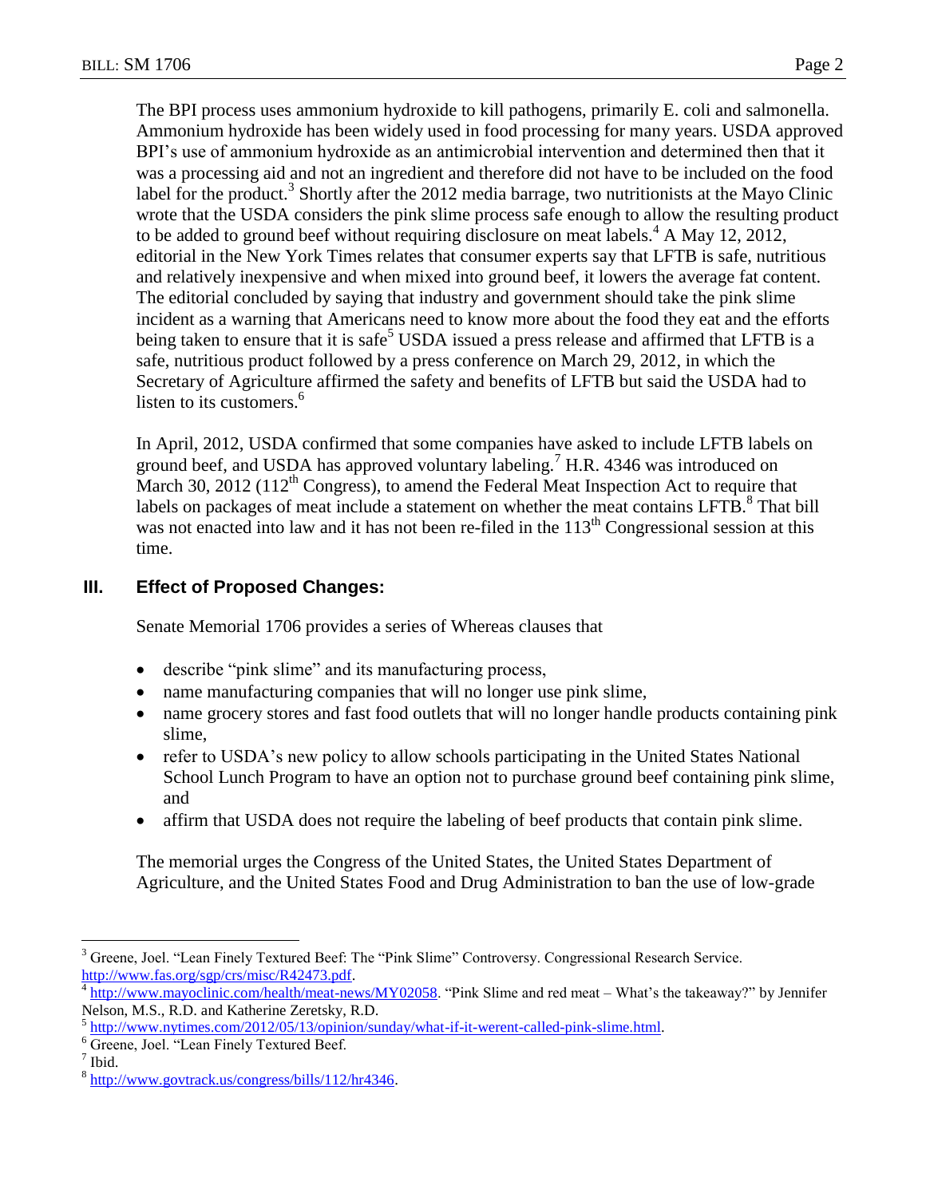The BPI process uses ammonium hydroxide to kill pathogens, primarily E. coli and salmonella. Ammonium hydroxide has been widely used in food processing for many years. USDA approved BPI's use of ammonium hydroxide as an antimicrobial intervention and determined then that it was a processing aid and not an ingredient and therefore did not have to be included on the food label for the product.[3] Shortly after the 2012 media barrage, two nutritionists at the Mayo Clinic wrote that the USDA considers the pink slime process safe enough to allow the resulting product to be added to ground beef without requiring disclosure on meat labels.[4] A May 12, 2012, editorial in the New York Times relates that consumer experts say that LFTB is safe, nutritious and relatively inexpensive and when mixed into ground beef, it lowers the average fat content. The editorial concluded by saying that industry and government should take the pink slime incident as a warning that Americans need to know more about the food they eat and the efforts being taken to ensure that it is safe[5] USDA issued a press release and affirmed that LFTB is a safe, nutritious product followed by a press conference on March 29, 2012, in which the Secretary of Agriculture affirmed the safety and benefits of LFTB but said the USDA had to listen to its customers.[6]

In April, 2012, USDA confirmed that some companies have asked to include LFTB labels on ground beef, and USDA has approved voluntary labeling.[7] H.R. 4346 was introduced on March 30, 2012 (112th Congress), to amend the Federal Meat Inspection Act to require that labels on packages of meat include a statement on whether the meat contains LFTB.[8] That bill was not enacted into law and it has not been re-filed in the 113th Congressional session at this time.

## III. Effect of Proposed Changes:

Senate Memorial 1706 provides a series of Whereas clauses that

- describe "pink slime" and its manufacturing process,
- name manufacturing companies that will no longer use pink slime,
- name grocery stores and fast food outlets that will no longer handle products containing pink slime,
- refer to USDA's new policy to allow schools participating in the United States National School Lunch Program to have an option not to purchase ground beef containing pink slime, and
- affirm that USDA does not require the labeling of beef products that contain pink slime.

The memorial urges the Congress of the United States, the United States Department of Agriculture, and the United States Food and Drug Administration to ban the use of low-grade

---

[3] Greene, Joel. "Lean Finely Textured Beef: The "Pink Slime" Controversy. Congressional Research Service. http://www.fas.org/sgp/crs/misc/R42473.pdf.

[4] http://www.mayoclinic.com/health/meat-news/MY02058. "Pink Slime and red meat – What's the takeaway?" by Jennifer Nelson, M.S., R.D. and Katherine Zeretsky, R.D.

[5] http://www.nytimes.com/2012/05/13/opinion/sunday/what-if-it-werent-called-pink-slime.html.

[6] Greene, Joel. "Lean Finely Textured Beef.

[7] Ibid.

[8] http://www.govtrack.us/congress/bills/112/hr4346.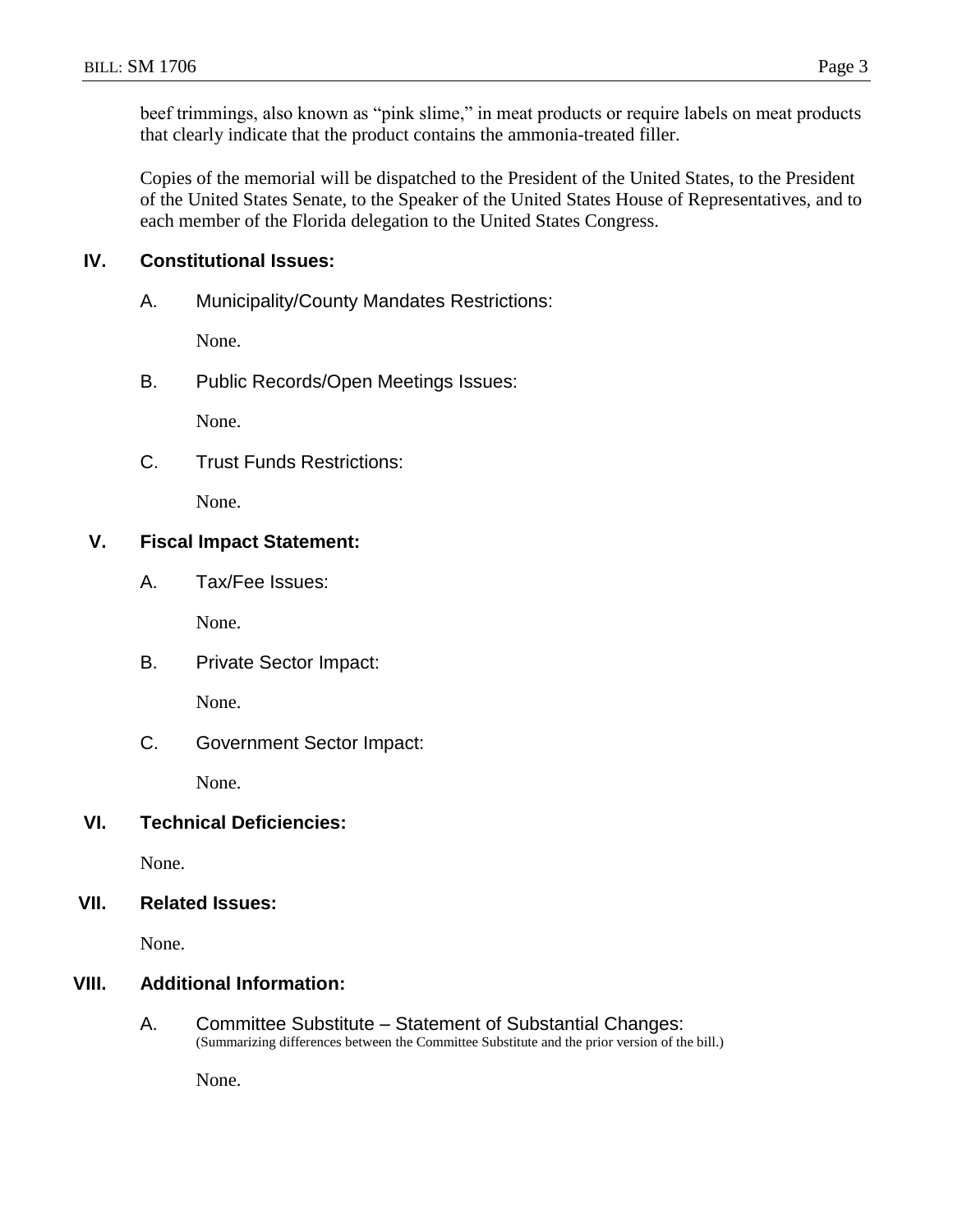beef trimmings, also known as "pink slime," in meat products or require labels on meat products that clearly indicate that the product contains the ammonia-treated filler.

Copies of the memorial will be dispatched to the President of the United States, to the President of the United States Senate, to the Speaker of the United States House of Representatives, and to each member of the Florida delegation to the United States Congress.

## IV. Constitutional Issues:

### A. Municipality/County Mandates Restrictions:

None.

### B. Public Records/Open Meetings Issues:

None.

### C. Trust Funds Restrictions:

None.

## V. Fiscal Impact Statement:

### A. Tax/Fee Issues:

None.

### B. Private Sector Impact:

None.

### C. Government Sector Impact:

None.

## VI. Technical Deficiencies:

None.

## VII. Related Issues:

None.

## VIII. Additional Information:

### A. Committee Substitute – Statement of Substantial Changes:

(Summarizing differences between the Committee Substitute and the prior version of the bill.)

None.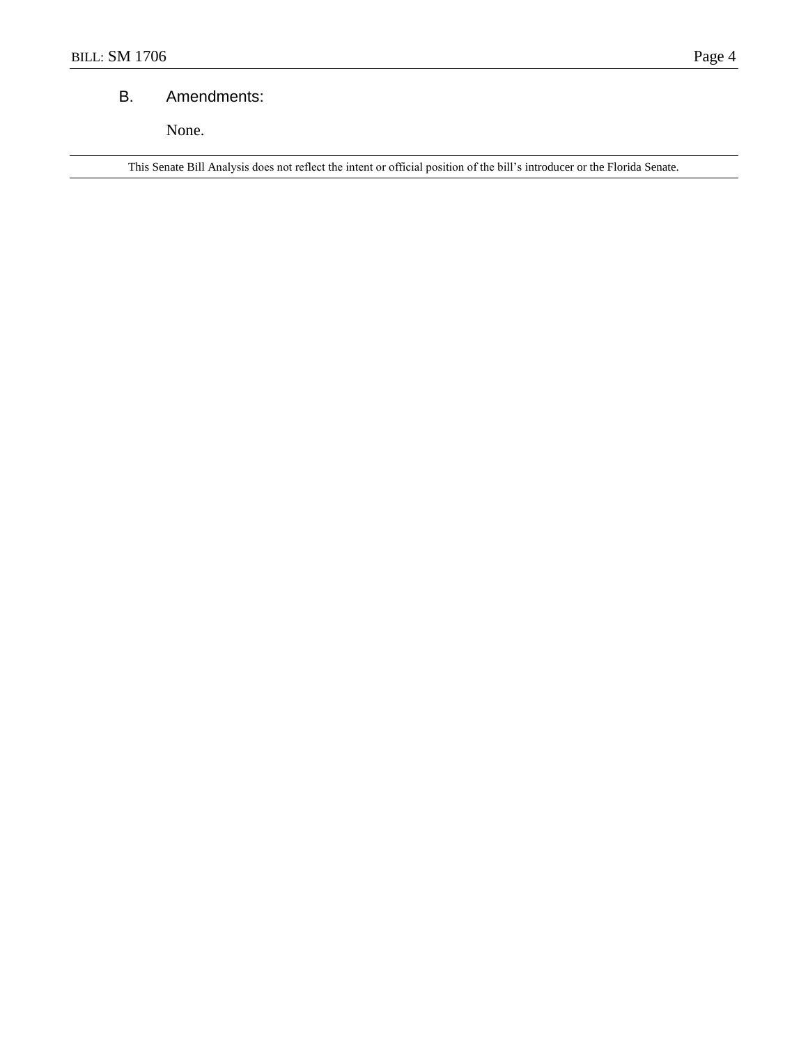## B. Amendments:

None.

This Senate Bill Analysis does not reflect the intent or official position of the bill's introducer or the Florida Senate.